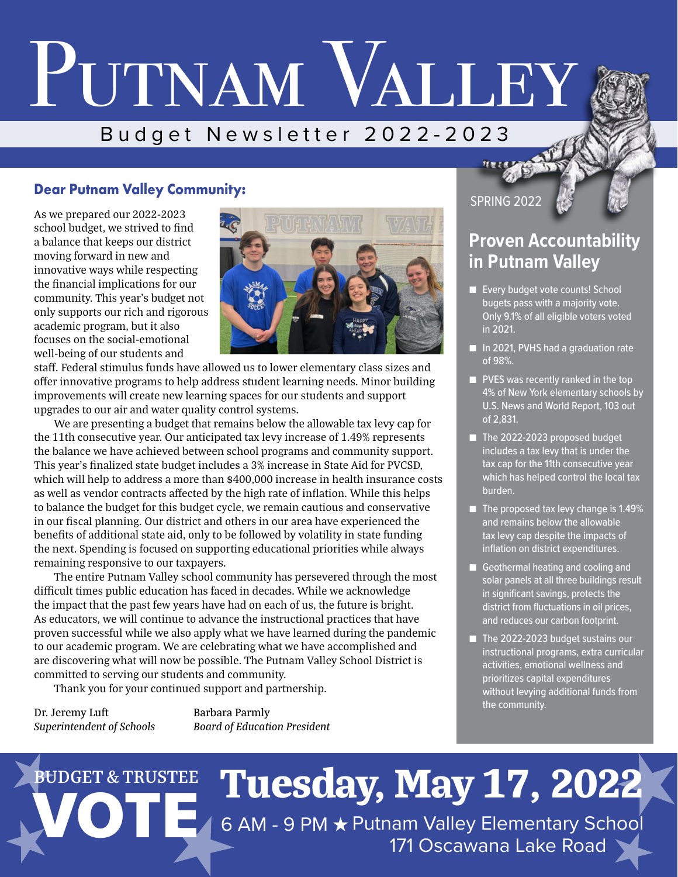# Putnam Valley

## Budget Newsletter 2022-2023

SPRING 2022

### Dear Putnam Valley Community:

As we prepared our 2022-2023 school budget, we strived to find a balance that keeps our district moving forward in new and innovative ways while respecting the financial implications for our community. This year's budget not only supports our rich and rigorous academic program, but it also focuses on the social-emotional well-being of our students and staff. Federal stimulus funds have allowed us to lower elementary class sizes and offer innovative programs to help address student learning needs. Minor building improvements will create new learning spaces for our students and support upgrades to our air and water quality control systems.

We are presenting a budget that remains below the allowable tax levy cap for the 11th consecutive year. Our anticipated tax levy increase of 1.49% represents the balance we have achieved between school programs and community support. This year's finalized state budget includes a 3% increase in State Aid for PVCSD, which will help to address a more than $400,000 increase in health insurance costs as well as vendor contracts affected by the high rate of inflation. While this helps to balance the budget for this budget cycle, we remain cautious and conservative in our fiscal planning. Our district and others in our area have experienced the benefits of additional state aid, only to be followed by volatility in state funding the next. Spending is focused on supporting educational priorities while always remaining responsive to our taxpayers.

The entire Putnam Valley school community has persevered through the most difficult times public education has faced in decades. While we acknowledge the impact that the past few years have had on each of us, the future is bright. As educators, we will continue to advance the instructional practices that have proven successful while we also apply what we have learned during the pandemic to our academic program. We are celebrating what we have accomplished and are discovering what will now be possible. The Putnam Valley School District is committed to serving our students and community.

Thank you for your continued support and partnership.

Dr. Jeremy Luft
*Superintendent of Schools*

Barbara Parmly
*Board of Education President*

### Proven Accountability in Putnam Valley

- Every budget vote counts! School bugets pass with a majority vote. Only 9.1% of all eligible voters voted in 2021.
- In 2021, PVHS had a graduation rate of 98%.
- PVES was recently ranked in the top 4% of New York elementary schools by U.S. News and World Report, 103 out of 2,831.
- The 2022-2023 proposed budget includes a tax levy that is under the tax cap for the 11th consecutive year which has helped control the local tax burden.
- The proposed tax levy change is 1.49% and remains below the allowable tax levy cap despite the impacts of inflation on district expenditures.
- Geothermal heating and cooling and solar panels at all three buildings result in significant savings, protects the district from fluctuations in oil prices, and reduces our carbon footprint.
- The 2022-2023 budget sustains our instructional programs, extra curricular activities, emotional wellness and prioritizes capital expenditures without levying additional funds from the community.

## BUDGET & TRUSTEE VOTE

## Tuesday, May 17, 2022

6 AM - 9 PM ★ Putnam Valley Elementary School
171 Oscawana Lake Road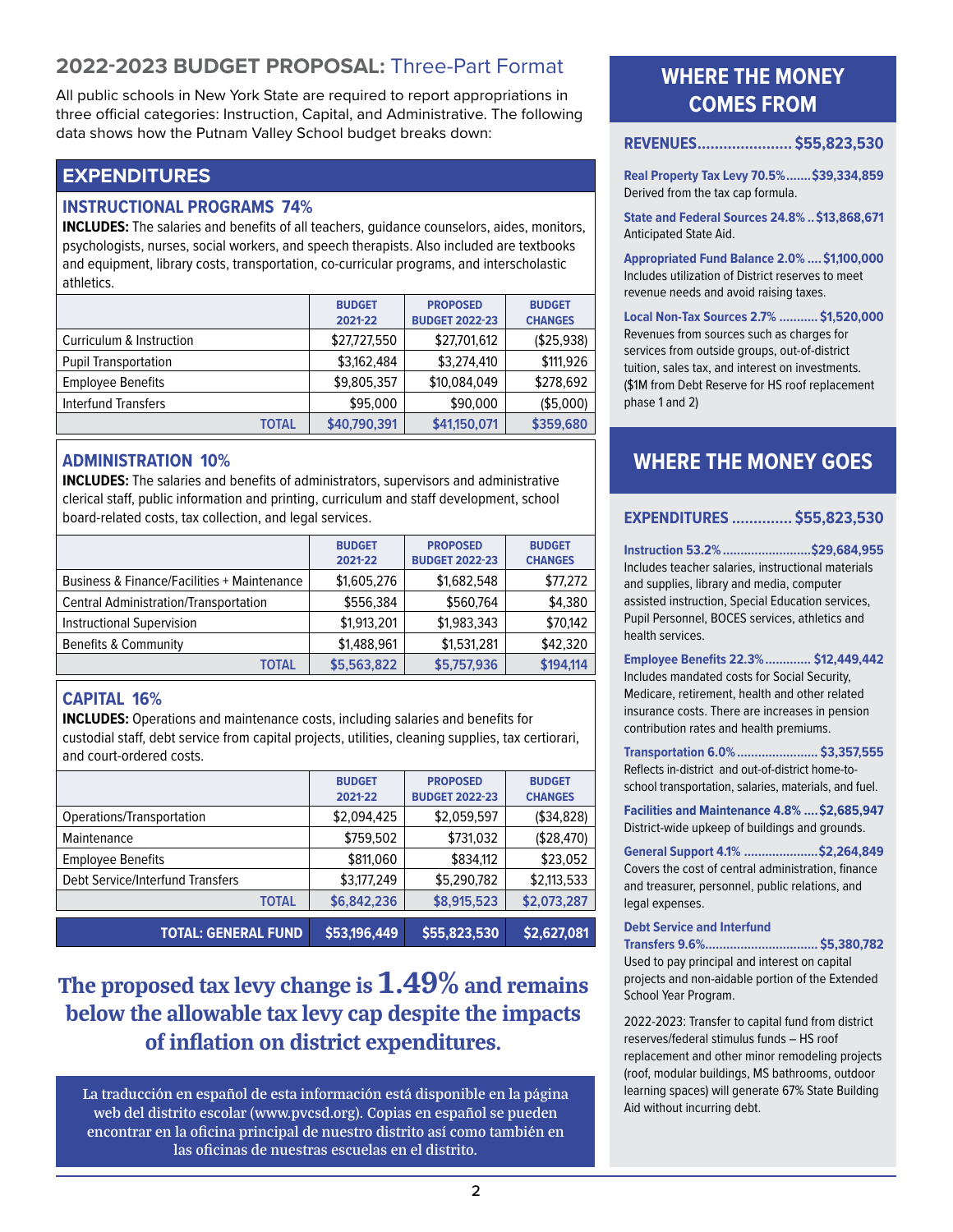## 2022-2023 BUDGET PROPOSAL: Three-Part Format

All public schools in New York State are required to report appropriations in three official categories: Instruction, Capital, and Administrative. The following data shows how the Putnam Valley School budget breaks down:

## EXPENDITURES

### INSTRUCTIONAL PROGRAMS 74%

**INCLUDES:** The salaries and benefits of all teachers, guidance counselors, aides, monitors, psychologists, nurses, social workers, and speech therapists. Also included are textbooks and equipment, library costs, transportation, co-curricular programs, and interscholastic athletics.

| | BUDGET 2021-22 | PROPOSED BUDGET 2022-23 | BUDGET CHANGES |
|---|---|---|---|
| Curriculum & Instruction | $27,727,550 | $27,701,612 | ($25,938) |
| Pupil Transportation | $3,162,484 | $3,274,410 | $111,926 |
| Employee Benefits | $9,805,357 | $10,084,049 | $278,692 |
| Interfund Transfers | $95,000 | $90,000 | ($5,000) |
| **TOTAL** | **$40,790,391** | **$41,150,071** | **$359,680** |

### ADMINISTRATION 10%

**INCLUDES:** The salaries and benefits of administrators, supervisors and administrative clerical staff, public information and printing, curriculum and staff development, school board-related costs, tax collection, and legal services.

| | BUDGET 2021-22 | PROPOSED BUDGET 2022-23 | BUDGET CHANGES |
|---|---|---|---|
| Business & Finance/Facilities + Maintenance | $1,605,276 | $1,682,548 | $77,272 |
| Central Administration/Transportation | $556,384 | $560,764 | $4,380 |
| Instructional Supervision | $1,913,201 | $1,983,343 | $70,142 |
| Benefits & Community | $1,488,961 | $1,531,281 | $42,320 |
| **TOTAL** | **$5,563,822** | **$5,757,936** | **$194,114** |

### CAPITAL 16%

**INCLUDES:** Operations and maintenance costs, including salaries and benefits for custodial staff, debt service from capital projects, utilities, cleaning supplies, tax certiorari, and court-ordered costs.

| | BUDGET 2021-22 | PROPOSED BUDGET 2022-23 | BUDGET CHANGES |
|---|---|---|---|
| Operations/Transportation | $2,094,425 | $2,059,597 | ($34,828) |
| Maintenance | $759,502 | $731,032 | ($28,470) |
| Employee Benefits | $811,060 | $834,112 | $23,052 |
| Debt Service/Interfund Transfers | $3,177,249 | $5,290,782 | $2,113,533 |
| **TOTAL** | **$6,842,236** | **$8,915,523** | **$2,073,287** |
| **TOTAL: GENERAL FUND** | **$53,196,449** | **$55,823,530** | **$2,627,081** |

**The proposed tax levy change is 1.49% and remains below the allowable tax levy cap despite the impacts of inflation on district expenditures.**

La traducción en español de esta información está disponible en la página web del distrito escolar (www.pvcsd.org). Copias en español se pueden encontrar en la oficina principal de nuestro distrito así como también en las oficinas de nuestras escuelas en el distrito.

## WHERE THE MONEY COMES FROM

**REVENUES...................... $55,823,530**

**Real Property Tax Levy 70.5%....... $39,334,859**
Derived from the tax cap formula.

**State and Federal Sources 24.8% .. $13,868,671**
Anticipated State Aid.

**Appropriated Fund Balance 2.0% .... $1,100,000**
Includes utilization of District reserves to meet revenue needs and avoid raising taxes.

**Local Non-Tax Sources 2.7% ........... $1,520,000**
Revenues from sources such as charges for services from outside groups, out-of-district tuition, sales tax, and interest on investments. ($1M from Debt Reserve for HS roof replacement phase 1 and 2)

## WHERE THE MONEY GOES

**EXPENDITURES ............. $55,823,530**

**Instruction 53.2% ......................... $29,684,955**
Includes teacher salaries, instructional materials and supplies, library and media, computer assisted instruction, Special Education services, Pupil Personnel, BOCES services, athletics and health services.

**Employee Benefits 22.3%............. $12,449,442**
Includes mandated costs for Social Security, Medicare, retirement, health and other related insurance costs. There are increases in pension contribution rates and health premiums.

**Transportation 6.0% ....................... $3,357,555**
Reflects in-district and out-of-district home-to-school transportation, salaries, materials, and fuel.

**Facilities and Maintenance 4.8% .... $2,685,947**
District-wide upkeep of buildings and grounds.

**General Support 4.1% ..................... $2,264,849**
Covers the cost of central administration, finance and treasurer, personnel, public relations, and legal expenses.

**Debt Service and Interfund Transfers 9.6%................................ $5,380,782**
Used to pay principal and interest on capital projects and non-aidable portion of the Extended School Year Program.

2022-2023: Transfer to capital fund from district reserves/federal stimulus funds – HS roof replacement and other minor remodeling projects (roof, modular buildings, MS bathrooms, outdoor learning spaces) will generate 67% State Building Aid without incurring debt.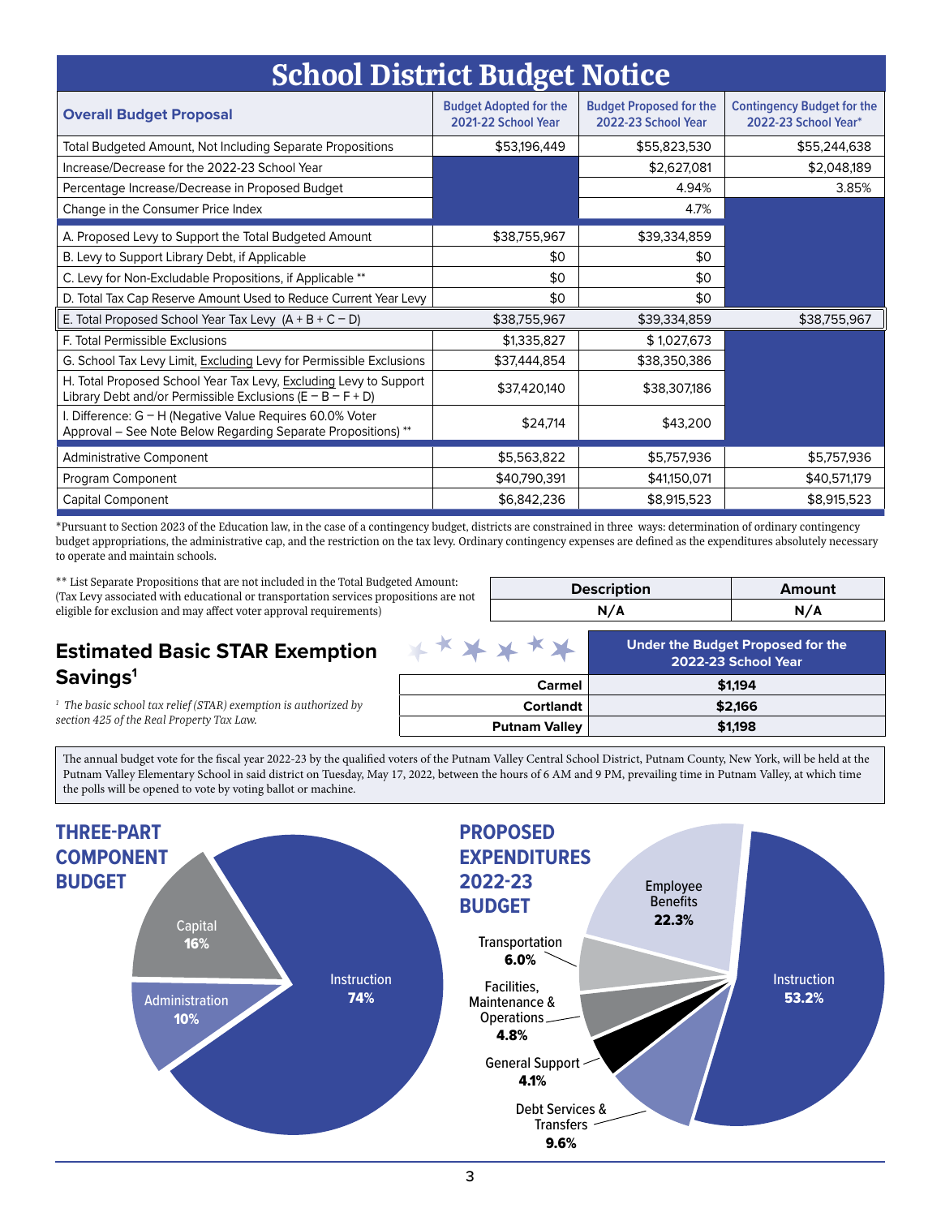# School District Budget Notice

| Overall Budget Proposal | Budget Adopted for the 2021-22 School Year | Budget Proposed for the 2022-23 School Year | Contingency Budget for the 2022-23 School Year* |
|---|---|---|---|
| Total Budgeted Amount, Not Including Separate Propositions | $53,196,449 | $55,823,530 | $55,244,638 |
| Increase/Decrease for the 2022-23 School Year | | $2,627,081 | $2,048,189 |
| Percentage Increase/Decrease in Proposed Budget | | 4.94% | 3.85% |
| Change in the Consumer Price Index | | 4.7% | |
| A. Proposed Levy to Support the Total Budgeted Amount | $38,755,967 | $39,334,859 | |
| B. Levy to Support Library Debt, if Applicable | $0 | $0 | |
| C. Levy for Non-Excludable Propositions, if Applicable ** | $0 | $0 | |
| D. Total Tax Cap Reserve Amount Used to Reduce Current Year Levy | $0 | $0 | |
| E. Total Proposed School Year Tax Levy (A + B + C − D) | $38,755,967 | $39,334,859 | $38,755,967 |
| F. Total Permissible Exclusions | $1,335,827 | $ 1,027,673 | |
| G. School Tax Levy Limit, Excluding Levy for Permissible Exclusions | $37,444,854 | $38,350,386 | |
| H. Total Proposed School Year Tax Levy, Excluding Levy to Support Library Debt and/or Permissible Exclusions (E − B − F + D) | $37,420,140 | $38,307,186 | |
| I. Difference: G − H (Negative Value Requires 60.0% Voter Approval – See Note Below Regarding Separate Propositions) ** | $24,714 | $43,200 | |
| Administrative Component | $5,563,822 | $5,757,936 | $5,757,936 |
| Program Component | $40,790,391 | $41,150,071 | $40,571,179 |
| Capital Component | $6,842,236 | $8,915,523 | $8,915,523 |

*Pursuant to Section 2023 of the Education law, in the case of a contingency budget, districts are constrained in three ways: determination of ordinary contingency budget appropriations, the administrative cap, and the restriction on the tax levy. Ordinary contingency expenses are defined as the expenditures absolutely necessary to operate and maintain schools.

** List Separate Propositions that are not included in the Total Budgeted Amount: (Tax Levy associated with educational or transportation services propositions are not eligible for exclusion and may affect voter approval requirements)

| Description | Amount |
|---|---|
| N/A | N/A |

## Estimated Basic STAR Exemption Savings[1]

| | Under the Budget Proposed for the 2022-23 School Year |
|---|---|
| Carmel | $1,194 |
| Cortlandt | $2,166 |
| Putnam Valley | $1,198 |

*[1] The basic school tax relief (STAR) exemption is authorized by section 425 of the Real Property Tax Law.*

The annual budget vote for the fiscal year 2022-23 by the qualified voters of the Putnam Valley Central School District, Putnam County, New York, will be held at the Putnam Valley Elementary School in said district on Tuesday, May 17, 2022, between the hours of 6 AM and 9 PM, prevailing time in Putnam Valley, at which time the polls will be opened to vote by voting ballot or machine.

## THREE-PART COMPONENT BUDGET

- Instruction **74%**
- Capital **16%**
- Administration **10%**

## PROPOSED EXPENDITURES 2022-23 BUDGET

- Instruction **53.2%**
- Employee Benefits **22.3%**
- Debt Services & Transfers **9.6%**
- Transportation **6.0%**
- Facilities, Maintenance & Operations **4.8%**
- General Support **4.1%**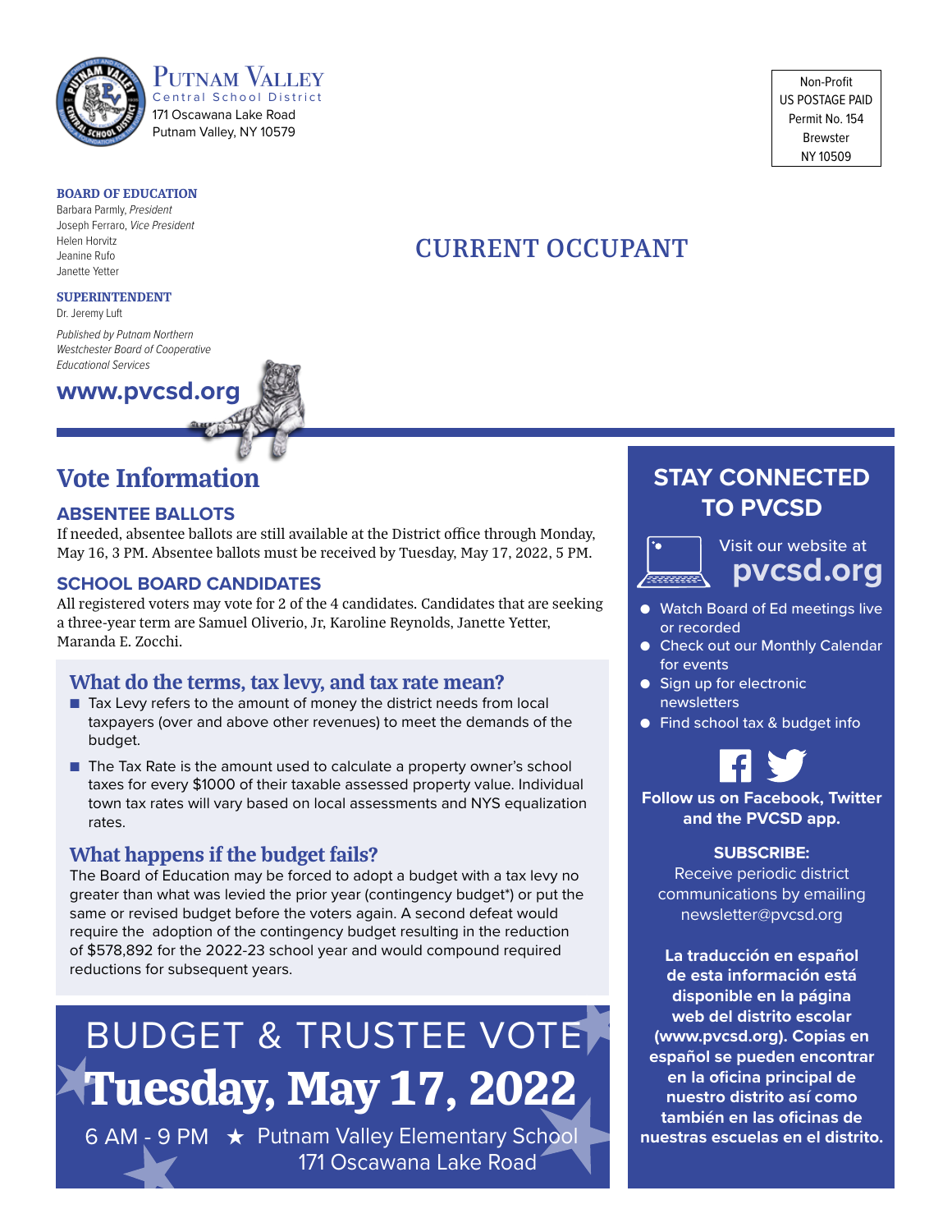# Putnam Valley
Central School District
171 Oscawana Lake Road
Putnam Valley, NY 10579

Non-Profit
US POSTAGE PAID
Permit No. 154
Brewster
NY 10509

**BOARD OF EDUCATION**
Barbara Parmly, *President*
Joseph Ferraro, *Vice President*
Helen Horvitz
Jeanine Rufo
Janette Yetter

**SUPERINTENDENT**
Dr. Jeremy Luft

*Published by Putnam Northern Westchester Board of Cooperative Educational Services*

**www.pvcsd.org**

## CURRENT OCCUPANT

# Vote Information

### ABSENTEE BALLOTS

If needed, absentee ballots are still available at the District office through Monday, May 16, 3 PM. Absentee ballots must be received by Tuesday, May 17, 2022, 5 PM.

### SCHOOL BOARD CANDIDATES

All registered voters may vote for 2 of the 4 candidates. Candidates that are seeking a three-year term are Samuel Oliverio, Jr, Karoline Reynolds, Janette Yetter, Maranda E. Zocchi.

### What do the terms, tax levy, and tax rate mean?

- Tax Levy refers to the amount of money the district needs from local taxpayers (over and above other revenues) to meet the demands of the budget.
- The Tax Rate is the amount used to calculate a property owner's school taxes for every $1000 of their taxable assessed property value. Individual town tax rates will vary based on local assessments and NYS equalization rates.

### What happens if the budget fails?

The Board of Education may be forced to adopt a budget with a tax levy no greater than what was levied the prior year (contingency budget*) or put the same or revised budget before the voters again. A second defeat would require the adoption of the contingency budget resulting in the reduction of $578,892 for the 2022-23 school year and would compound required reductions for subsequent years.

## BUDGET & TRUSTEE VOTE
# Tuesday, May 17, 2022

6 AM - 9 PM ★ Putnam Valley Elementary School
171 Oscawana Lake Road

## STAY CONNECTED TO PVCSD

Visit our website at
**pvcsd.org**

- Watch Board of Ed meetings live or recorded
- Check out our Monthly Calendar for events
- Sign up for electronic newsletters
- Find school tax & budget info

**Follow us on Facebook, Twitter and the PVCSD app.**

**SUBSCRIBE:**
Receive periodic district communications by emailing newsletter@pvcsd.org

**La traducción en español de esta información está disponible en la página web del distrito escolar (www.pvcsd.org). Copias en español se pueden encontrar en la oficina principal de nuestro distrito así como también en las oficinas de nuestras escuelas en el distrito.**